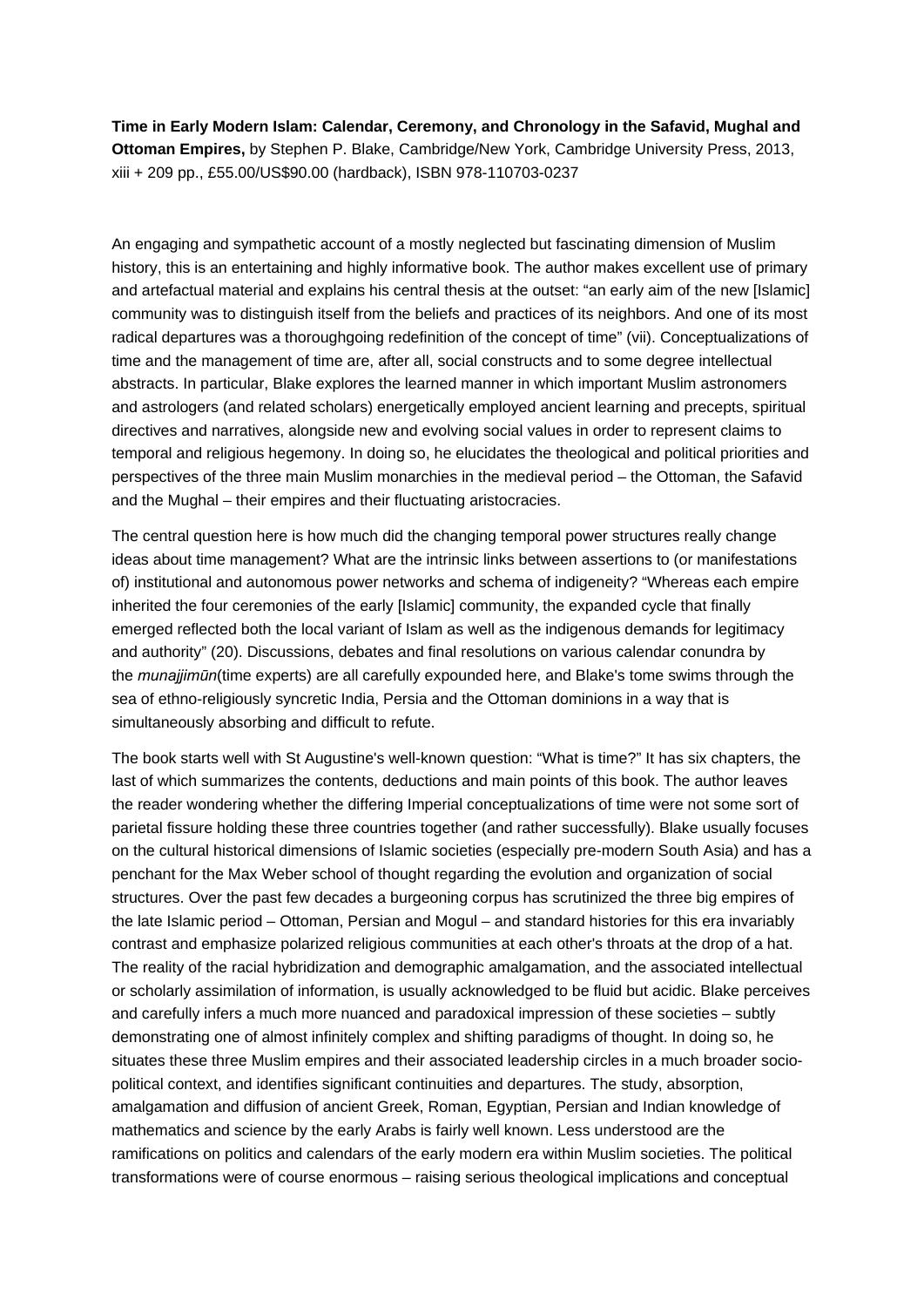**Time in Early Modern Islam: Calendar, Ceremony, and Chronology in the Safavid, Mughal and Ottoman Empires,** by Stephen P. Blake, Cambridge/New York, Cambridge University Press, 2013, xiii + 209 pp., £55.00/US$90.00 (hardback), ISBN 978-110703-0237

An engaging and sympathetic account of a mostly neglected but fascinating dimension of Muslim history, this is an entertaining and highly informative book. The author makes excellent use of primary and artefactual material and explains his central thesis at the outset: "an early aim of the new [Islamic] community was to distinguish itself from the beliefs and practices of its neighbors. And one of its most radical departures was a thoroughgoing redefinition of the concept of time" (vii). Conceptualizations of time and the management of time are, after all, social constructs and to some degree intellectual abstracts. In particular, Blake explores the learned manner in which important Muslim astronomers and astrologers (and related scholars) energetically employed ancient learning and precepts, spiritual directives and narratives, alongside new and evolving social values in order to represent claims to temporal and religious hegemony. In doing so, he elucidates the theological and political priorities and perspectives of the three main Muslim monarchies in the medieval period – the Ottoman, the Safavid and the Mughal – their empires and their fluctuating aristocracies.

The central question here is how much did the changing temporal power structures really change ideas about time management? What are the intrinsic links between assertions to (or manifestations of) institutional and autonomous power networks and schema of indigeneity? "Whereas each empire inherited the four ceremonies of the early [Islamic] community, the expanded cycle that finally emerged reflected both the local variant of Islam as well as the indigenous demands for legitimacy and authority" (20). Discussions, debates and final resolutions on various calendar conundra by the *munajjimūn*(time experts) are all carefully expounded here, and Blake's tome swims through the sea of ethno-religiously syncretic India, Persia and the Ottoman dominions in a way that is simultaneously absorbing and difficult to refute.

The book starts well with St Augustine's well-known question: "What is time?" It has six chapters, the last of which summarizes the contents, deductions and main points of this book. The author leaves the reader wondering whether the differing Imperial conceptualizations of time were not some sort of parietal fissure holding these three countries together (and rather successfully). Blake usually focuses on the cultural historical dimensions of Islamic societies (especially pre-modern South Asia) and has a penchant for the Max Weber school of thought regarding the evolution and organization of social structures. Over the past few decades a burgeoning corpus has scrutinized the three big empires of the late Islamic period – Ottoman, Persian and Mogul – and standard histories for this era invariably contrast and emphasize polarized religious communities at each other's throats at the drop of a hat. The reality of the racial hybridization and demographic amalgamation, and the associated intellectual or scholarly assimilation of information, is usually acknowledged to be fluid but acidic. Blake perceives and carefully infers a much more nuanced and paradoxical impression of these societies – subtly demonstrating one of almost infinitely complex and shifting paradigms of thought. In doing so, he situates these three Muslim empires and their associated leadership circles in a much broader socio-political context, and identifies significant continuities and departures. The study, absorption, amalgamation and diffusion of ancient Greek, Roman, Egyptian, Persian and Indian knowledge of mathematics and science by the early Arabs is fairly well known. Less understood are the ramifications on politics and calendars of the early modern era within Muslim societies. The political transformations were of course enormous – raising serious theological implications and conceptual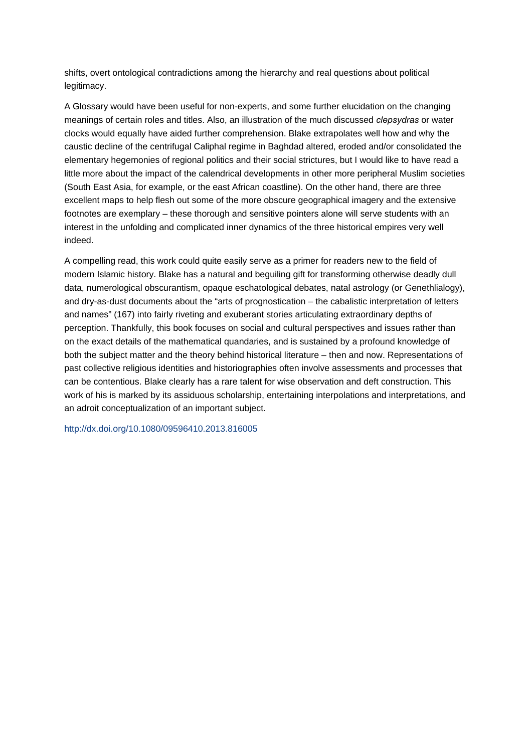shifts, overt ontological contradictions among the hierarchy and real questions about political legitimacy.

A Glossary would have been useful for non-experts, and some further elucidation on the changing meanings of certain roles and titles. Also, an illustration of the much discussed *clepsydras* or water clocks would equally have aided further comprehension. Blake extrapolates well how and why the caustic decline of the centrifugal Caliphal regime in Baghdad altered, eroded and/or consolidated the elementary hegemonies of regional politics and their social strictures, but I would like to have read a little more about the impact of the calendrical developments in other more peripheral Muslim societies (South East Asia, for example, or the east African coastline). On the other hand, there are three excellent maps to help flesh out some of the more obscure geographical imagery and the extensive footnotes are exemplary – these thorough and sensitive pointers alone will serve students with an interest in the unfolding and complicated inner dynamics of the three historical empires very well indeed.

A compelling read, this work could quite easily serve as a primer for readers new to the field of modern Islamic history. Blake has a natural and beguiling gift for transforming otherwise deadly dull data, numerological obscurantism, opaque eschatological debates, natal astrology (or Genethlialogy), and dry-as-dust documents about the "arts of prognostication – the cabalistic interpretation of letters and names" (167) into fairly riveting and exuberant stories articulating extraordinary depths of perception. Thankfully, this book focuses on social and cultural perspectives and issues rather than on the exact details of the mathematical quandaries, and is sustained by a profound knowledge of both the subject matter and the theory behind historical literature – then and now. Representations of past collective religious identities and historiographies often involve assessments and processes that can be contentious. Blake clearly has a rare talent for wise observation and deft construction. This work of his is marked by its assiduous scholarship, entertaining interpolations and interpretations, and an adroit conceptualization of an important subject.

http://dx.doi.org/10.1080/09596410.2013.816005